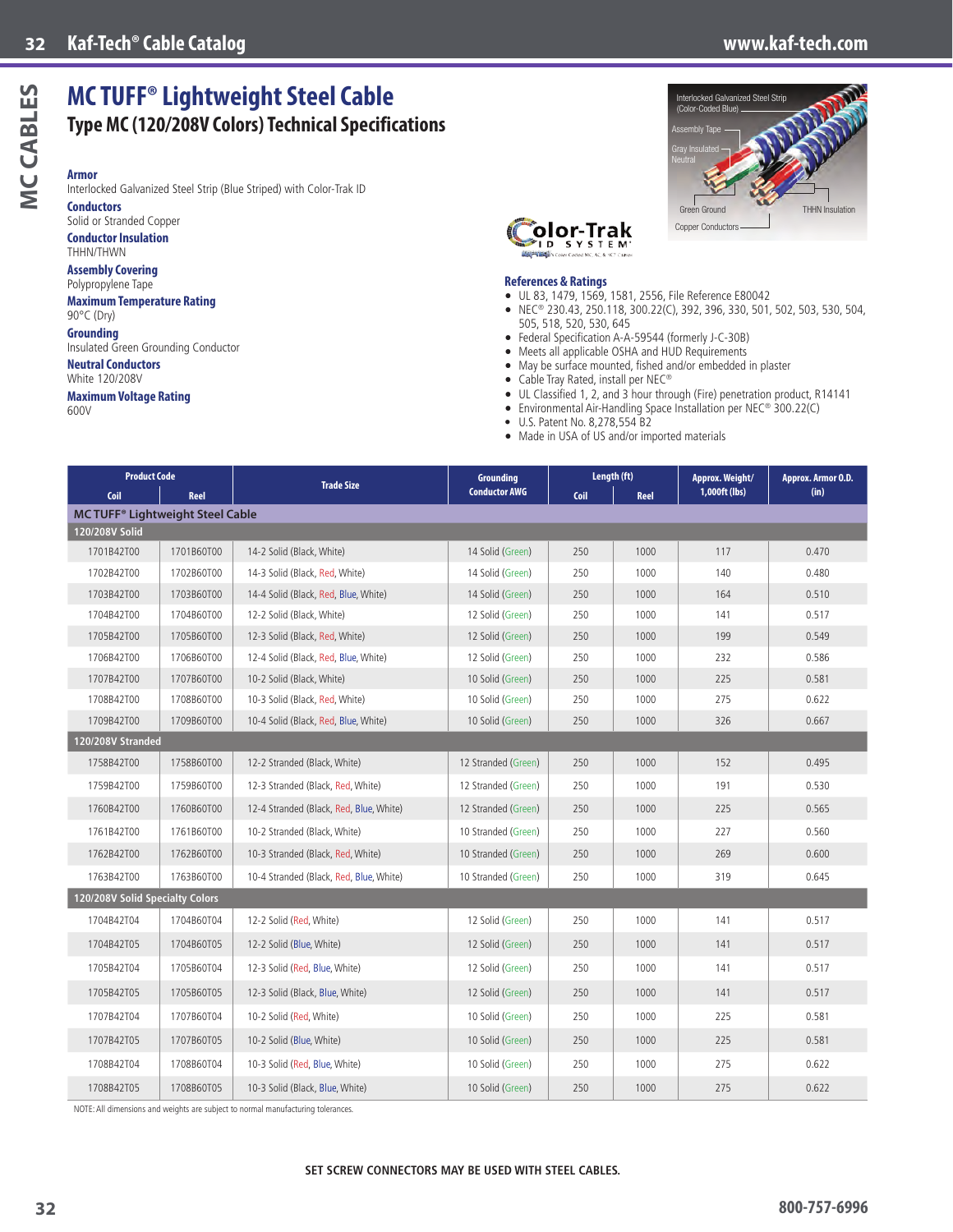# MC TUFF® Lightweight Steel Cable

## Type MC (120/208V Colors) Technical Specifications

**Armor**
Interlocked Galvanized Steel Strip (Blue Striped) with Color-Trak ID

**Conductors**
Solid or Stranded Copper

**Conductor Insulation**
THHN/THWN

**Assembly Covering**
Polypropylene Tape

**Maximum Temperature Rating**
90°C (Dry)

**Grounding**
Insulated Green Grounding Conductor

**Neutral Conductors**
White 120/208V

**Maximum Voltage Rating**
600V

Interlocked Galvanized Steel Strip (Color-Coded Blue)
Assembly Tape
Gray Insulated Neutral
Green Ground
THHN Insulation
Copper Conductors

Color-Trak ID SYSTEM

**References & Ratings**

- UL 83, 1479, 1569, 1581, 2556, File Reference E80042
- NEC® 230.43, 250.118, 300.22(C), 392, 396, 330, 501, 502, 503, 530, 504, 505, 518, 520, 530, 645
- Federal Specification A-A-59544 (formerly J-C-30B)
- Meets all applicable OSHA and HUD Requirements
- May be surface mounted, fished and/or embedded in plaster
- Cable Tray Rated, install per NEC®
- UL Classified 1, 2, and 3 hour through (Fire) penetration product, R14141
- Environmental Air-Handling Space Installation per NEC® 300.22(C)
- U.S. Patent No. 8,278,554 B2
- Made in USA of US and/or imported materials

| Product Code | | Trade Size | Grounding Conductor AWG | Length (ft) | | Approx. Weight/ 1,000ft (lbs) | Approx. Armor O.D. (in) |
|---|---|---|---|---|---|---|---|
| Coil | Reel | | | Coil | Reel | | |
| **MC TUFF® Lightweight Steel Cable** | | | | | | | |
| **120/208V Solid** | | | | | | | |
| 1701B42T00 | 1701B60T00 | 14-2 Solid (Black, White) | 14 Solid (Green) | 250 | 1000 | 117 | 0.470 |
| 1702B42T00 | 1702B60T00 | 14-3 Solid (Black, Red, White) | 14 Solid (Green) | 250 | 1000 | 140 | 0.480 |
| 1703B42T00 | 1703B60T00 | 14-4 Solid (Black, Red, Blue, White) | 14 Solid (Green) | 250 | 1000 | 164 | 0.510 |
| 1704B42T00 | 1704B60T00 | 12-2 Solid (Black, White) | 12 Solid (Green) | 250 | 1000 | 141 | 0.517 |
| 1705B42T00 | 1705B60T00 | 12-3 Solid (Black, Red, White) | 12 Solid (Green) | 250 | 1000 | 199 | 0.549 |
| 1706B42T00 | 1706B60T00 | 12-4 Solid (Black, Red, Blue, White) | 12 Solid (Green) | 250 | 1000 | 232 | 0.586 |
| 1707B42T00 | 1707B60T00 | 10-2 Solid (Black, White) | 10 Solid (Green) | 250 | 1000 | 225 | 0.581 |
| 1708B42T00 | 1708B60T00 | 10-3 Solid (Black, Red, White) | 10 Solid (Green) | 250 | 1000 | 275 | 0.622 |
| 1709B42T00 | 1709B60T00 | 10-4 Solid (Black, Red, Blue, White) | 10 Solid (Green) | 250 | 1000 | 326 | 0.667 |
| **120/208V Stranded** | | | | | | | |
| 1758B42T00 | 1758B60T00 | 12-2 Stranded (Black, White) | 12 Stranded (Green) | 250 | 1000 | 152 | 0.495 |
| 1759B42T00 | 1759B60T00 | 12-3 Stranded (Black, Red, White) | 12 Stranded (Green) | 250 | 1000 | 191 | 0.530 |
| 1760B42T00 | 1760B60T00 | 12-4 Stranded (Black, Red, Blue, White) | 12 Stranded (Green) | 250 | 1000 | 225 | 0.565 |
| 1761B42T00 | 1761B60T00 | 10-2 Stranded (Black, White) | 10 Stranded (Green) | 250 | 1000 | 227 | 0.560 |
| 1762B42T00 | 1762B60T00 | 10-3 Stranded (Black, Red, White) | 10 Stranded (Green) | 250 | 1000 | 269 | 0.600 |
| 1763B42T00 | 1763B60T00 | 10-4 Stranded (Black, Red, Blue, White) | 10 Stranded (Green) | 250 | 1000 | 319 | 0.645 |
| **120/208V Solid Specialty Colors** | | | | | | | |
| 1704B42T04 | 1704B60T04 | 12-2 Solid (Red, White) | 12 Solid (Green) | 250 | 1000 | 141 | 0.517 |
| 1704B42T05 | 1704B60T05 | 12-2 Solid (Blue, White) | 12 Solid (Green) | 250 | 1000 | 141 | 0.517 |
| 1705B42T04 | 1705B60T04 | 12-3 Solid (Red, Blue, White) | 12 Solid (Green) | 250 | 1000 | 141 | 0.517 |
| 1705B42T05 | 1705B60T05 | 12-3 Solid (Black, Blue, White) | 12 Solid (Green) | 250 | 1000 | 141 | 0.517 |
| 1707B42T04 | 1707B60T04 | 10-2 Solid (Red, White) | 10 Solid (Green) | 250 | 1000 | 225 | 0.581 |
| 1707B42T05 | 1707B60T05 | 10-2 Solid (Blue, White) | 10 Solid (Green) | 250 | 1000 | 225 | 0.581 |
| 1708B42T04 | 1708B60T04 | 10-3 Solid (Red, Blue, White) | 10 Solid (Green) | 250 | 1000 | 275 | 0.622 |
| 1708B42T05 | 1708B60T05 | 10-3 Solid (Black, Blue, White) | 10 Solid (Green) | 250 | 1000 | 275 | 0.622 |

NOTE: All dimensions and weights are subject to normal manufacturing tolerances.

**SET SCREW CONNECTORS MAY BE USED WITH STEEL CABLES.**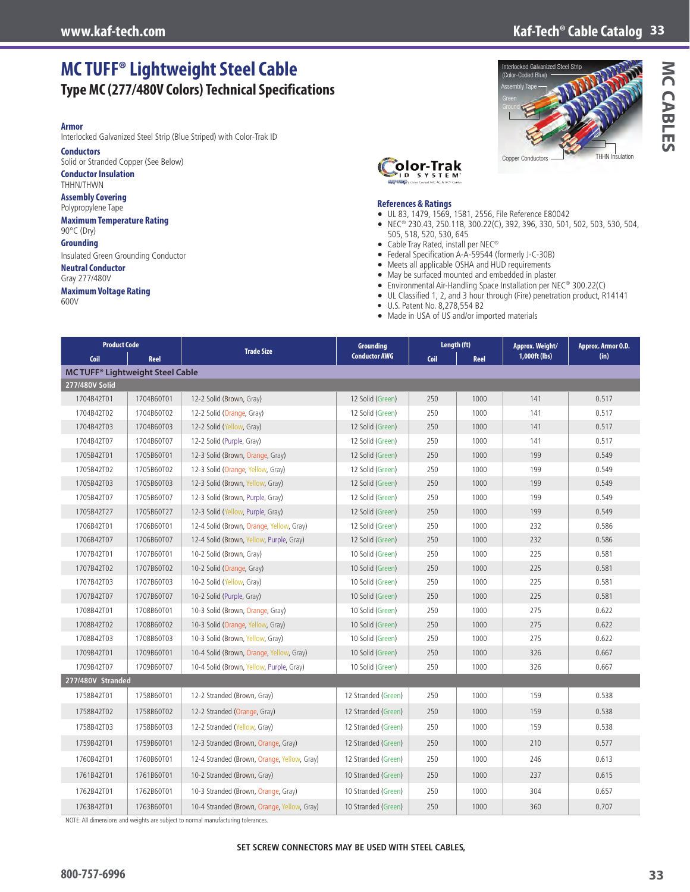# MC TUFF® Lightweight Steel Cable

## Type MC (277/480V Colors) Technical Specifications

**Armor**
Interlocked Galvanized Steel Strip (Blue Striped) with Color-Trak ID

**Conductors**
Solid or Stranded Copper (See Below)

**Conductor Insulation**
THHN/THWN

**Assembly Covering**
Polypropylene Tape

**Maximum Temperature Rating**
90°C (Dry)

**Grounding**
Insulated Green Grounding Conductor

**Neutral Conductor**
Gray 277/480V

**Maximum Voltage Rating**
600V

Interlocked Galvanized Steel Strip (Color-Coded Blue)
Assembly Tape
Green Ground
Copper Conductors
THHN Insulation

Color-Trak ID SYSTEM

**References & Ratings**

- UL 83, 1479, 1569, 1581, 2556, File Reference E80042
- NEC® 230.43, 250.118, 300.22(C), 392, 396, 330, 501, 502, 503, 530, 504, 505, 518, 520, 530, 645
- Cable Tray Rated, install per NEC®
- Federal Specification A-A-59544 (formerly J-C-30B)
- Meets all applicable OSHA and HUD requirements
- May be surfaced mounted and embedded in plaster
- Environmental Air-Handling Space Installation per NEC® 300.22(C)
- UL Classified 1, 2, and 3 hour through (Fire) penetration product, R14141
- U.S. Patent No. 8,278,554 B2
- Made in USA of US and/or imported materials

| Product Code | | Trade Size | Grounding Conductor AWG | Length (ft) | | Approx. Weight/ 1,000ft (lbs) | Approx. Armor O.D. (in) |
|---|---|---|---|---|---|---|---|
| Coil | Reel | | | Coil | Reel | | |
| **MC TUFF® Lightweight Steel Cable** | | | | | | | |
| **277/480V Solid** | | | | | | | |
| 1704B42T01 | 1704B60T01 | 12-2 Solid (Brown, Gray) | 12 Solid (Green) | 250 | 1000 | 141 | 0.517 |
| 1704B42T02 | 1704B60T02 | 12-2 Solid (Orange, Gray) | 12 Solid (Green) | 250 | 1000 | 141 | 0.517 |
| 1704B42T03 | 1704B60T03 | 12-2 Solid (Yellow, Gray) | 12 Solid (Green) | 250 | 1000 | 141 | 0.517 |
| 1704B42T07 | 1704B60T07 | 12-2 Solid (Purple, Gray) | 12 Solid (Green) | 250 | 1000 | 141 | 0.517 |
| 1705B42T01 | 1705B60T01 | 12-3 Solid (Brown, Orange, Gray) | 12 Solid (Green) | 250 | 1000 | 199 | 0.549 |
| 1705B42T02 | 1705B60T02 | 12-3 Solid (Orange, Yellow, Gray) | 12 Solid (Green) | 250 | 1000 | 199 | 0.549 |
| 1705B42T03 | 1705B60T03 | 12-3 Solid (Brown, Yellow, Gray) | 12 Solid (Green) | 250 | 1000 | 199 | 0.549 |
| 1705B42T07 | 1705B60T07 | 12-3 Solid (Brown, Purple, Gray) | 12 Solid (Green) | 250 | 1000 | 199 | 0.549 |
| 1705B42T27 | 1705B60T27 | 12-3 Solid (Yellow, Purple, Gray) | 12 Solid (Green) | 250 | 1000 | 199 | 0.549 |
| 1706B42T01 | 1706B60T01 | 12-4 Solid (Brown, Orange, Yellow, Gray) | 12 Solid (Green) | 250 | 1000 | 232 | 0.586 |
| 1706B42T07 | 1706B60T07 | 12-4 Solid (Brown, Yellow, Purple, Gray) | 12 Solid (Green) | 250 | 1000 | 232 | 0.586 |
| 1707B42T01 | 1707B60T01 | 10-2 Solid (Brown, Gray) | 10 Solid (Green) | 250 | 1000 | 225 | 0.581 |
| 1707B42T02 | 1707B60T02 | 10-2 Solid (Orange, Gray) | 10 Solid (Green) | 250 | 1000 | 225 | 0.581 |
| 1707B42T03 | 1707B60T03 | 10-2 Solid (Yellow, Gray) | 10 Solid (Green) | 250 | 1000 | 225 | 0.581 |
| 1707B42T07 | 1707B60T07 | 10-2 Solid (Purple, Gray) | 10 Solid (Green) | 250 | 1000 | 225 | 0.581 |
| 1708B42T01 | 1708B60T01 | 10-3 Solid (Brown, Orange, Gray) | 10 Solid (Green) | 250 | 1000 | 275 | 0.622 |
| 1708B42T02 | 1708B60T02 | 10-3 Solid (Orange, Yellow, Gray) | 10 Solid (Green) | 250 | 1000 | 275 | 0.622 |
| 1708B42T03 | 1708B60T03 | 10-3 Solid (Brown, Yellow, Gray) | 10 Solid (Green) | 250 | 1000 | 275 | 0.622 |
| 1709B42T01 | 1709B60T01 | 10-4 Solid (Brown, Orange, Yellow, Gray) | 10 Solid (Green) | 250 | 1000 | 326 | 0.667 |
| 1709B42T07 | 1709B60T07 | 10-4 Solid (Brown, Yellow, Purple, Gray) | 10 Solid (Green) | 250 | 1000 | 326 | 0.667 |
| **277/480V Stranded** | | | | | | | |
| 1758B42T01 | 1758B60T01 | 12-2 Stranded (Brown, Gray) | 12 Stranded (Green) | 250 | 1000 | 159 | 0.538 |
| 1758B42T02 | 1758B60T02 | 12-2 Stranded (Orange, Gray) | 12 Stranded (Green) | 250 | 1000 | 159 | 0.538 |
| 1758B42T03 | 1758B60T03 | 12-2 Stranded (Yellow, Gray) | 12 Stranded (Green) | 250 | 1000 | 159 | 0.538 |
| 1759B42T01 | 1759B60T01 | 12-3 Stranded (Brown, Orange, Gray) | 12 Stranded (Green) | 250 | 1000 | 210 | 0.577 |
| 1760B42T01 | 1760B60T01 | 12-4 Stranded (Brown, Orange, Yellow, Gray) | 12 Stranded (Green) | 250 | 1000 | 246 | 0.613 |
| 1761B42T01 | 1761B60T01 | 10-2 Stranded (Brown, Gray) | 10 Stranded (Green) | 250 | 1000 | 237 | 0.615 |
| 1762B42T01 | 1762B60T01 | 10-3 Stranded (Brown, Orange, Gray) | 10 Stranded (Green) | 250 | 1000 | 304 | 0.657 |
| 1763B42T01 | 1763B60T01 | 10-4 Stranded (Brown, Orange, Yellow, Gray) | 10 Stranded (Green) | 250 | 1000 | 360 | 0.707 |

NOTE: All dimensions and weights are subject to normal manufacturing tolerances.

**SET SCREW CONNECTORS MAY BE USED WITH STEEL CABLES,**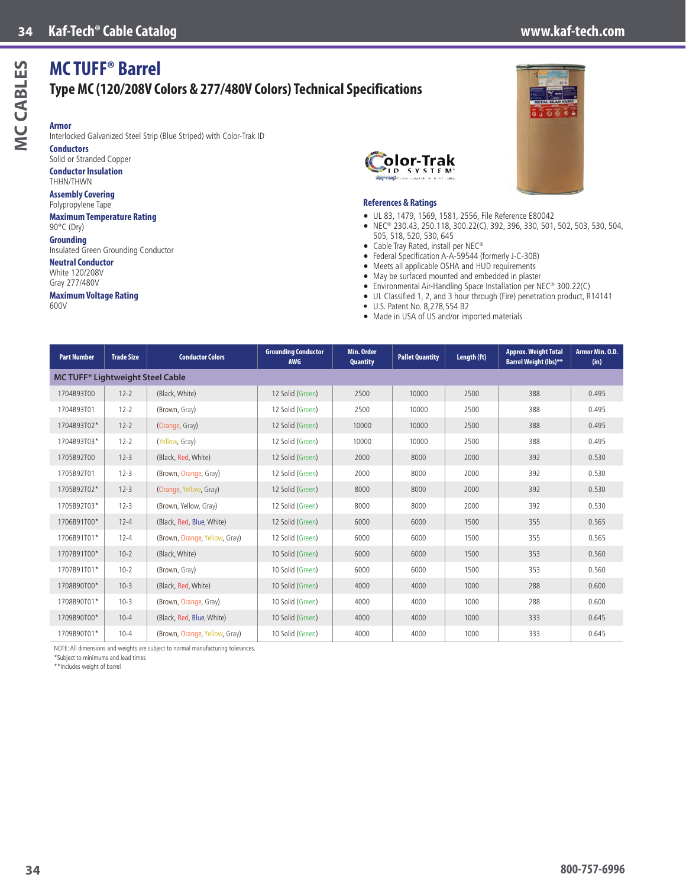# MC TUFF® Barrel

## Type MC (120/208V Colors & 277/480V Colors) Technical Specifications

**Armor**
Interlocked Galvanized Steel Strip (Blue Striped) with Color-Trak ID

**Conductors**
Solid or Stranded Copper

**Conductor Insulation**
THHN/THWN

**Assembly Covering**
Polypropylene Tape

**Maximum Temperature Rating**
90°C (Dry)

**Grounding**
Insulated Green Grounding Conductor

**Neutral Conductor**
White 120/208V
Gray 277/480V

**Maximum Voltage Rating**
600V

**References & Ratings**

- UL 83, 1479, 1569, 1581, 2556, File Reference E80042
- NEC® 230.43, 250.118, 300.22(C), 392, 396, 330, 501, 502, 503, 530, 504, 505, 518, 520, 530, 645
- Cable Tray Rated, install per NEC®
- Federal Specification A-A-59544 (formerly J-C-30B)
- Meets all applicable OSHA and HUD requirements
- May be surfaced mounted and embedded in plaster
- Environmental Air-Handling Space Installation per NEC® 300.22(C)
- UL Classified 1, 2, and 3 hour through (Fire) penetration product, R14141
- U.S. Patent No. 8,278,554 B2
- Made in USA of US and/or imported materials

| Part Number | Trade Size | Conductor Colors | Grounding Conductor AWG | Min. Order Quantity | Pallet Quantity | Length (ft) | Approx. Weight Total Barrel Weight (lbs)** | Armor Min. O.D. (in) |
|---|---|---|---|---|---|---|---|---|
| **MC TUFF® Lightweight Steel Cable** | | | | | | | | |
| 1704B93T00 | 12-2 | (Black, White) | 12 Solid (Green) | 2500 | 10000 | 2500 | 388 | 0.495 |
| 1704B93T01 | 12-2 | (Brown, Gray) | 12 Solid (Green) | 2500 | 10000 | 2500 | 388 | 0.495 |
| 1704B93T02* | 12-2 | (Orange, Gray) | 12 Solid (Green) | 10000 | 10000 | 2500 | 388 | 0.495 |
| 1704B93T03* | 12-2 | (Yellow, Gray) | 12 Solid (Green) | 10000 | 10000 | 2500 | 388 | 0.495 |
| 1705B92T00 | 12-3 | (Black, Red, White) | 12 Solid (Green) | 2000 | 8000 | 2000 | 392 | 0.530 |
| 1705B92T01 | 12-3 | (Brown, Orange, Gray) | 12 Solid (Green) | 2000 | 8000 | 2000 | 392 | 0.530 |
| 1705B92T02* | 12-3 | (Orange, Yellow, Gray) | 12 Solid (Green) | 8000 | 8000 | 2000 | 392 | 0.530 |
| 1705B92T03* | 12-3 | (Brown, Yellow, Gray) | 12 Solid (Green) | 8000 | 8000 | 2000 | 392 | 0.530 |
| 1706B91T00* | 12-4 | (Black, Red, Blue, White) | 12 Solid (Green) | 6000 | 6000 | 1500 | 355 | 0.565 |
| 1706B91T01* | 12-4 | (Brown, Orange, Yellow, Gray) | 12 Solid (Green) | 6000 | 6000 | 1500 | 355 | 0.565 |
| 1707B91T00* | 10-2 | (Black, White) | 10 Solid (Green) | 6000 | 6000 | 1500 | 353 | 0.560 |
| 1707B91T01* | 10-2 | (Brown, Gray) | 10 Solid (Green) | 6000 | 6000 | 1500 | 353 | 0.560 |
| 1708B90T00* | 10-3 | (Black, Red, White) | 10 Solid (Green) | 4000 | 4000 | 1000 | 288 | 0.600 |
| 1708B90T01* | 10-3 | (Brown, Orange, Gray) | 10 Solid (Green) | 4000 | 4000 | 1000 | 288 | 0.600 |
| 1709B90T00* | 10-4 | (Black, Red, Blue, White) | 10 Solid (Green) | 4000 | 4000 | 1000 | 333 | 0.645 |
| 1709B90T01* | 10-4 | (Brown, Orange, Yellow, Gray) | 10 Solid (Green) | 4000 | 4000 | 1000 | 333 | 0.645 |

NOTE: All dimensions and weights are subject to normal manufacturing tolerances.
*Subject to minimums and lead times
**Includes weight of barrel